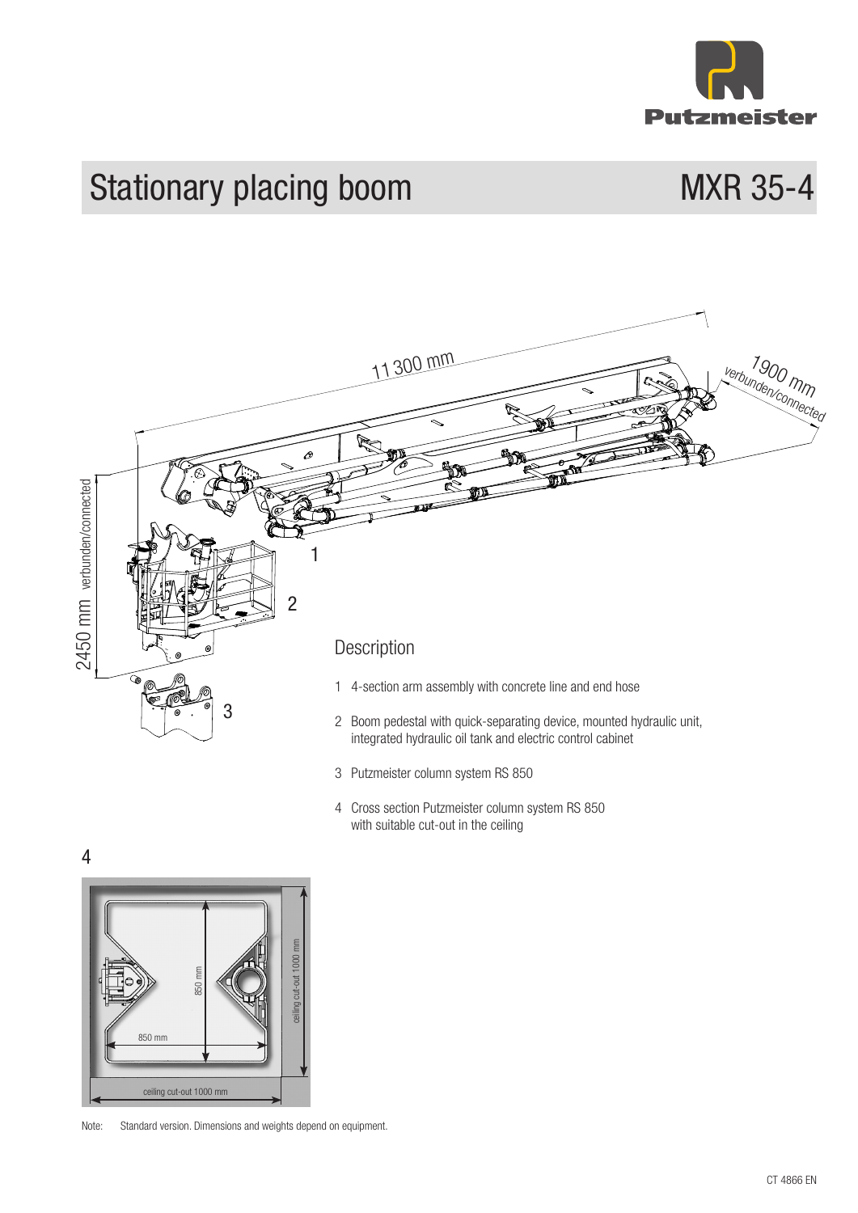# Stationary placing boom MXR 35-4

11 300 mm

1900 mm verbunden/connected

2450 mm verbunden/connected

1

2

3

## Description

1 4-section arm assembly with concrete line and end hose

2 Boom pedestal with quick-separating device, mounted hydraulic unit, integrated hydraulic oil tank and electric control cabinet

3 Putzmeister column system RS 850

4 Cross section Putzmeister column system RS 850 with suitable cut-out in the ceiling

4

850 mm

850 mm

ceiling cut-out 1000 mm

ceiling cut-out 1000 mm

Note: Standard version. Dimensions and weights depend on equipment.

CT 4866 EN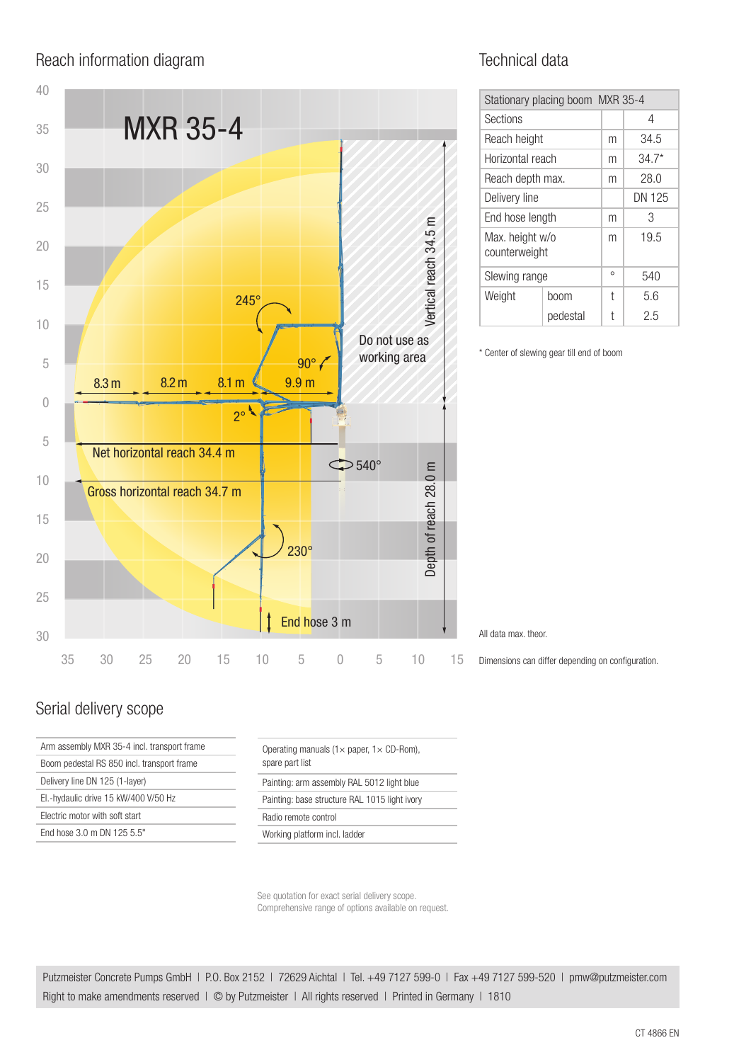## Reach information diagram

MXR 35-4

245°

90°

9.9 m

8.3 m

8.2 m

8.1 m

2°

Net horizontal reach 34.4 m

Gross horizontal reach 34.7 m

540°

230°

End hose 3 m

Do not use as working area

Vertical reach 34.5 m

Depth of reach 28.0 m

40
35
30
25
20
15
10
5
0
5
10
15
20
25
30

35 30 25 20 15 10 5 0 5 10 15

## Technical data

| Stationary placing boom MXR 35-4 | | | |
|---|---|---|---|
| Sections | | | 4 |
| Reach height | | m | 34.5 |
| Horizontal reach | | m | 34.7* |
| Reach depth max. | | m | 28.0 |
| Delivery line | | | DN 125 |
| End hose length | | m | 3 |
| Max. height w/o counterweight | | m | 19.5 |
| Slewing range | | ° | 540 |
| Weight | boom | t | 5.6 |
| | pedestal | t | 2.5 |

\* Center of slewing gear till end of boom

All data max. theor.

Dimensions can differ depending on configuration.

## Serial delivery scope

- Arm assembly MXR 35-4 incl. transport frame
- Boom pedestal RS 850 incl. transport frame
- Delivery line DN 125 (1-layer)
- El.-hydaulic drive 15 kW/400 V/50 Hz
- Electric motor with soft start
- End hose 3.0 m DN 125 5.5"
- Operating manuals (1× paper, 1× CD-Rom), spare part list
- Painting: arm assembly RAL 5012 light blue
- Painting: base structure RAL 1015 light ivory
- Radio remote control
- Working platform incl. ladder

See quotation for exact serial delivery scope.
Comprehensive range of options available on request.

Putzmeister Concrete Pumps GmbH | P.O. Box 2152 | 72629 Aichtal | Tel. +49 7127 599-0 | Fax +49 7127 599-520 | pmw@putzmeister.com
Right to make amendments reserved | © by Putzmeister | All rights reserved | Printed in Germany | 1810

CT 4866 EN